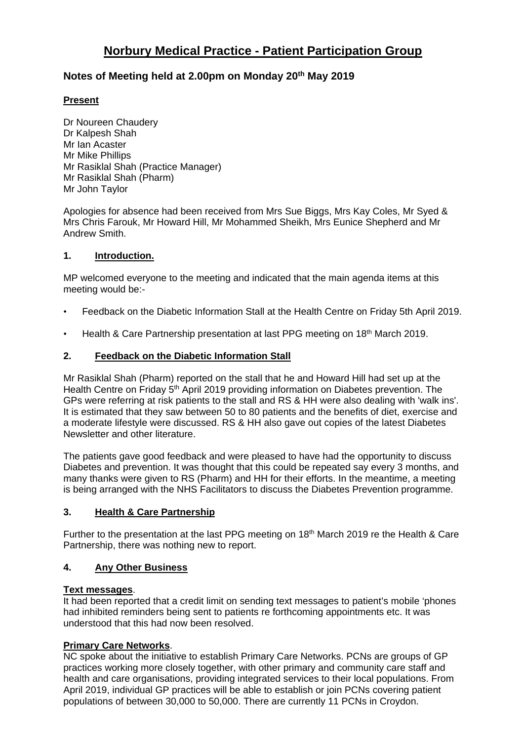# Norbury Medical Practice - Patient Participation Group

## Notes of Meeting held at 2.00pm on Monday 20th May 2019

**Present**

Dr Noureen Chaudery
Dr Kalpesh Shah
Mr Ian Acaster
Mr Mike Phillips
Mr Rasiklal Shah (Practice Manager)
Mr Rasiklal Shah (Pharm)
Mr John Taylor

Apologies for absence had been received from Mrs Sue Biggs, Mrs Kay Coles, Mr Syed & Mrs Chris Farouk, Mr Howard Hill, Mr Mohammed Sheikh, Mrs Eunice Shepherd and Mr Andrew Smith.

### 1. Introduction.

MP welcomed everyone to the meeting and indicated that the main agenda items at this meeting would be:-

- Feedback on the Diabetic Information Stall at the Health Centre on Friday 5th April 2019.
- Health & Care Partnership presentation at last PPG meeting on 18th March 2019.

### 2. Feedback on the Diabetic Information Stall

Mr Rasiklal Shah (Pharm) reported on the stall that he and Howard Hill had set up at the Health Centre on Friday 5th April 2019 providing information on Diabetes prevention. The GPs were referring at risk patients to the stall and RS & HH were also dealing with 'walk ins'. It is estimated that they saw between 50 to 80 patients and the benefits of diet, exercise and a moderate lifestyle were discussed. RS & HH also gave out copies of the latest Diabetes Newsletter and other literature.

The patients gave good feedback and were pleased to have had the opportunity to discuss Diabetes and prevention. It was thought that this could be repeated say every 3 months, and many thanks were given to RS (Pharm) and HH for their efforts. In the meantime, a meeting is being arranged with the NHS Facilitators to discuss the Diabetes Prevention programme.

### 3. Health & Care Partnership

Further to the presentation at the last PPG meeting on 18th March 2019 re the Health & Care Partnership, there was nothing new to report.

### 4. Any Other Business

**Text messages**.
It had been reported that a credit limit on sending text messages to patient's mobile 'phones had inhibited reminders being sent to patients re forthcoming appointments etc. It was understood that this had now been resolved.

**Primary Care Networks**.
NC spoke about the initiative to establish Primary Care Networks. PCNs are groups of GP practices working more closely together, with other primary and community care staff and health and care organisations, providing integrated services to their local populations. From April 2019, individual GP practices will be able to establish or join PCNs covering patient populations of between 30,000 to 50,000. There are currently 11 PCNs in Croydon.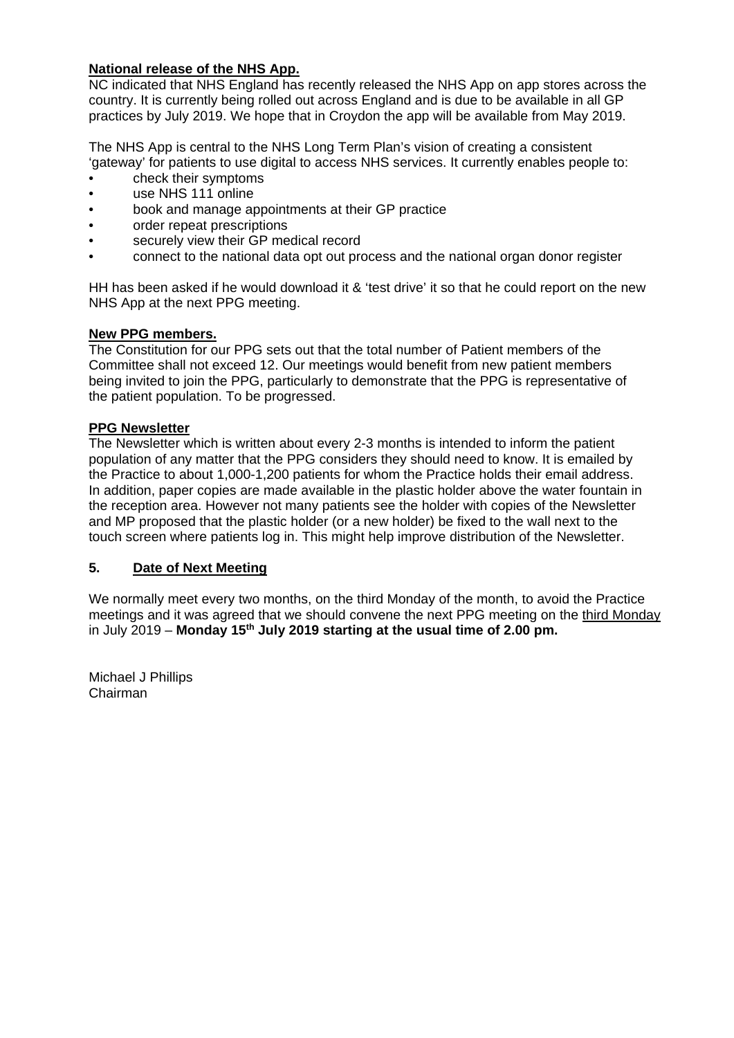**National release of the NHS App.**

NC indicated that NHS England has recently released the NHS App on app stores across the country. It is currently being rolled out across England and is due to be available in all GP practices by July 2019. We hope that in Croydon the app will be available from May 2019.

The NHS App is central to the NHS Long Term Plan's vision of creating a consistent 'gateway' for patients to use digital to access NHS services. It currently enables people to:

- check their symptoms
- use NHS 111 online
- book and manage appointments at their GP practice
- order repeat prescriptions
- securely view their GP medical record
- connect to the national data opt out process and the national organ donor register

HH has been asked if he would download it & 'test drive' it so that he could report on the new NHS App at the next PPG meeting.

**New PPG members.**

The Constitution for our PPG sets out that the total number of Patient members of the Committee shall not exceed 12. Our meetings would benefit from new patient members being invited to join the PPG, particularly to demonstrate that the PPG is representative of the patient population. To be progressed.

**PPG Newsletter**

The Newsletter which is written about every 2-3 months is intended to inform the patient population of any matter that the PPG considers they should need to know. It is emailed by the Practice to about 1,000-1,200 patients for whom the Practice holds their email address. In addition, paper copies are made available in the plastic holder above the water fountain in the reception area. However not many patients see the holder with copies of the Newsletter and MP proposed that the plastic holder (or a new holder) be fixed to the wall next to the touch screen where patients log in. This might help improve distribution of the Newsletter.

## 5. Date of Next Meeting

We normally meet every two months, on the third Monday of the month, to avoid the Practice meetings and it was agreed that we should convene the next PPG meeting on the third Monday in July 2019 – **Monday 15th July 2019 starting at the usual time of 2.00 pm.**

Michael J Phillips
Chairman